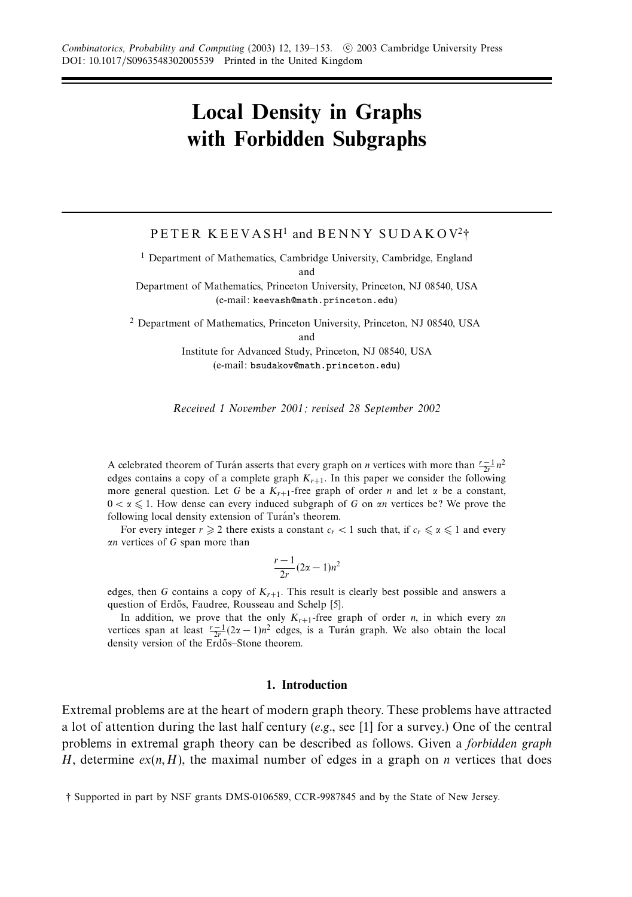# Local Density in Graphs with Forbidden Subgraphs

PETER KEEVASH[1] and BENNY SUDAKOV[2]†

[1] Department of Mathematics, Cambridge University, Cambridge, England
and
Department of Mathematics, Princeton University, Princeton, NJ 08540, USA
(e-mail: keevash@math.princeton.edu)

[2] Department of Mathematics, Princeton University, Princeton, NJ 08540, USA
and
Institute for Advanced Study, Princeton, NJ 08540, USA
(e-mail: bsudakov@math.princeton.edu)

*Received 1 November 2001; revised 28 September 2002*

A celebrated theorem of Turán asserts that every graph on $n$ vertices with more than $\frac{r-1}{2r}n^2$ edges contains a copy of a complete graph $K_{r+1}$. In this paper we consider the following more general question. Let $G$ be a $K_{r+1}$-free graph of order $n$ and let $\alpha$ be a constant, $0 < \alpha \leqslant 1$. How dense can every induced subgraph of $G$ on $\alpha n$ vertices be? We prove the following local density extension of Turán's theorem.

For every integer $r \geqslant 2$ there exists a constant $c_r < 1$ such that, if $c_r \leqslant \alpha \leqslant 1$ and every $\alpha n$ vertices of $G$ span more than

$$\frac{r-1}{2r}(2\alpha - 1)n^2$$

edges, then $G$ contains a copy of $K_{r+1}$. This result is clearly best possible and answers a question of Erdős, Faudree, Rousseau and Schelp [5].

In addition, we prove that the only $K_{r+1}$-free graph of order $n$, in which every $\alpha n$ vertices span at least $\frac{r-1}{2r}(2\alpha - 1)n^2$ edges, is a Turán graph. We also obtain the local density version of the Erdős–Stone theorem.

## 1. Introduction

Extremal problems are at the heart of modern graph theory. These problems have attracted a lot of attention during the last half century (*e.g.*, see [1] for a survey.) One of the central problems in extremal graph theory can be described as follows. Given a *forbidden graph* $H$, determine $ex(n, H)$, the maximal number of edges in a graph on $n$ vertices that does

† Supported in part by NSF grants DMS-0106589, CCR-9987845 and by the State of New Jersey.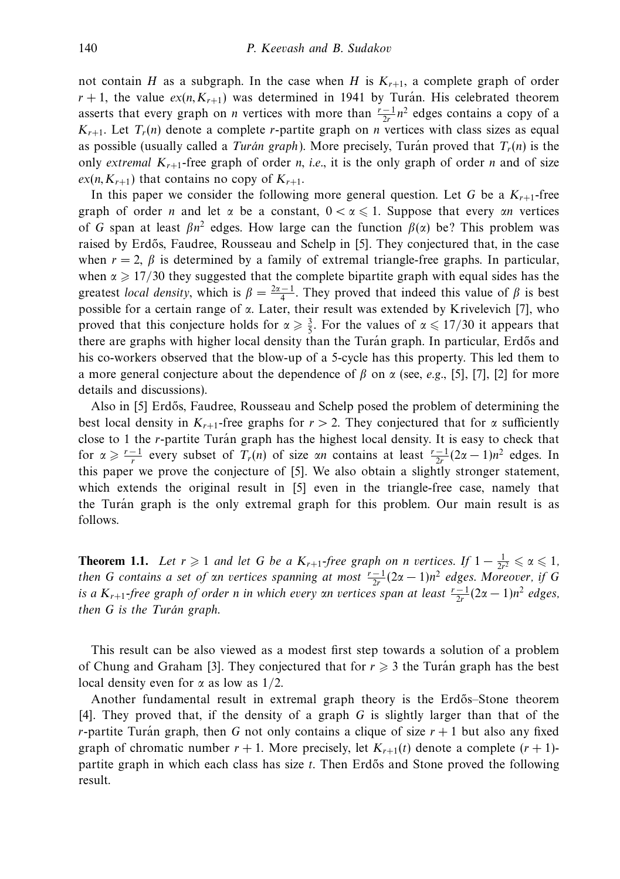not contain $H$ as a subgraph. In the case when $H$ is $K_{r+1}$, a complete graph of order $r+1$, the value $ex(n, K_{r+1})$ was determined in 1941 by Turán. His celebrated theorem asserts that every graph on $n$ vertices with more than $\frac{r-1}{2r}n^2$ edges contains a copy of a $K_{r+1}$. Let $T_r(n)$ denote a complete $r$-partite graph on $n$ vertices with class sizes as equal as possible (usually called a *Turán graph*). More precisely, Turán proved that $T_r(n)$ is the only *extremal* $K_{r+1}$-free graph of order $n$, *i.e.*, it is the only graph of order $n$ and of size $ex(n, K_{r+1})$ that contains no copy of $K_{r+1}$.

In this paper we consider the following more general question. Let $G$ be a $K_{r+1}$-free graph of order $n$ and let $\alpha$ be a constant, $0 < \alpha \leqslant 1$. Suppose that every $\alpha n$ vertices of $G$ span at least $\beta n^2$ edges. How large can the function $\beta(\alpha)$ be? This problem was raised by Erdős, Faudree, Rousseau and Schelp in [5]. They conjectured that, in the case when $r = 2$, $\beta$ is determined by a family of extremal triangle-free graphs. In particular, when $\alpha \geqslant 17/30$ they suggested that the complete bipartite graph with equal sides has the greatest *local density*, which is $\beta = \frac{2\alpha-1}{4}$. They proved that indeed this value of $\beta$ is best possible for a certain range of $\alpha$. Later, their result was extended by Krivelevich [7], who proved that this conjecture holds for $\alpha \geqslant \frac{3}{5}$. For the values of $\alpha \leqslant 17/30$ it appears that there are graphs with higher local density than the Turán graph. In particular, Erdős and his co-workers observed that the blow-up of a 5-cycle has this property. This led them to a more general conjecture about the dependence of $\beta$ on $\alpha$ (see, *e.g.*, [5], [7], [2] for more details and discussions).

Also in [5] Erdős, Faudree, Rousseau and Schelp posed the problem of determining the best local density in $K_{r+1}$-free graphs for $r > 2$. They conjectured that for $\alpha$ sufficiently close to 1 the $r$-partite Turán graph has the highest local density. It is easy to check that for $\alpha \geqslant \frac{r-1}{r}$ every subset of $T_r(n)$ of size $\alpha n$ contains at least $\frac{r-1}{2r}(2\alpha-1)n^2$ edges. In this paper we prove the conjecture of [5]. We also obtain a slightly stronger statement, which extends the original result in [5] even in the triangle-free case, namely that the Turán graph is the only extremal graph for this problem. Our main result is as follows.

**Theorem 1.1.** *Let $r \geqslant 1$ and let $G$ be a $K_{r+1}$-free graph on $n$ vertices. If $1 - \frac{1}{2r^2} \leqslant \alpha \leqslant 1$, then $G$ contains a set of $\alpha n$ vertices spanning at most $\frac{r-1}{2r}(2\alpha-1)n^2$ edges. Moreover, if $G$ is a $K_{r+1}$-free graph of order $n$ in which every $\alpha n$ vertices span at least $\frac{r-1}{2r}(2\alpha-1)n^2$ edges, then $G$ is the Turán graph.*

This result can be also viewed as a modest first step towards a solution of a problem of Chung and Graham [3]. They conjectured that for $r \geqslant 3$ the Turán graph has the best local density even for $\alpha$ as low as $1/2$.

Another fundamental result in extremal graph theory is the Erdős–Stone theorem [4]. They proved that, if the density of a graph $G$ is slightly larger than that of the $r$-partite Turán graph, then $G$ not only contains a clique of size $r+1$ but also any fixed graph of chromatic number $r+1$. More precisely, let $K_{r+1}(t)$ denote a complete $(r+1)$-partite graph in which each class has size $t$. Then Erdős and Stone proved the following result.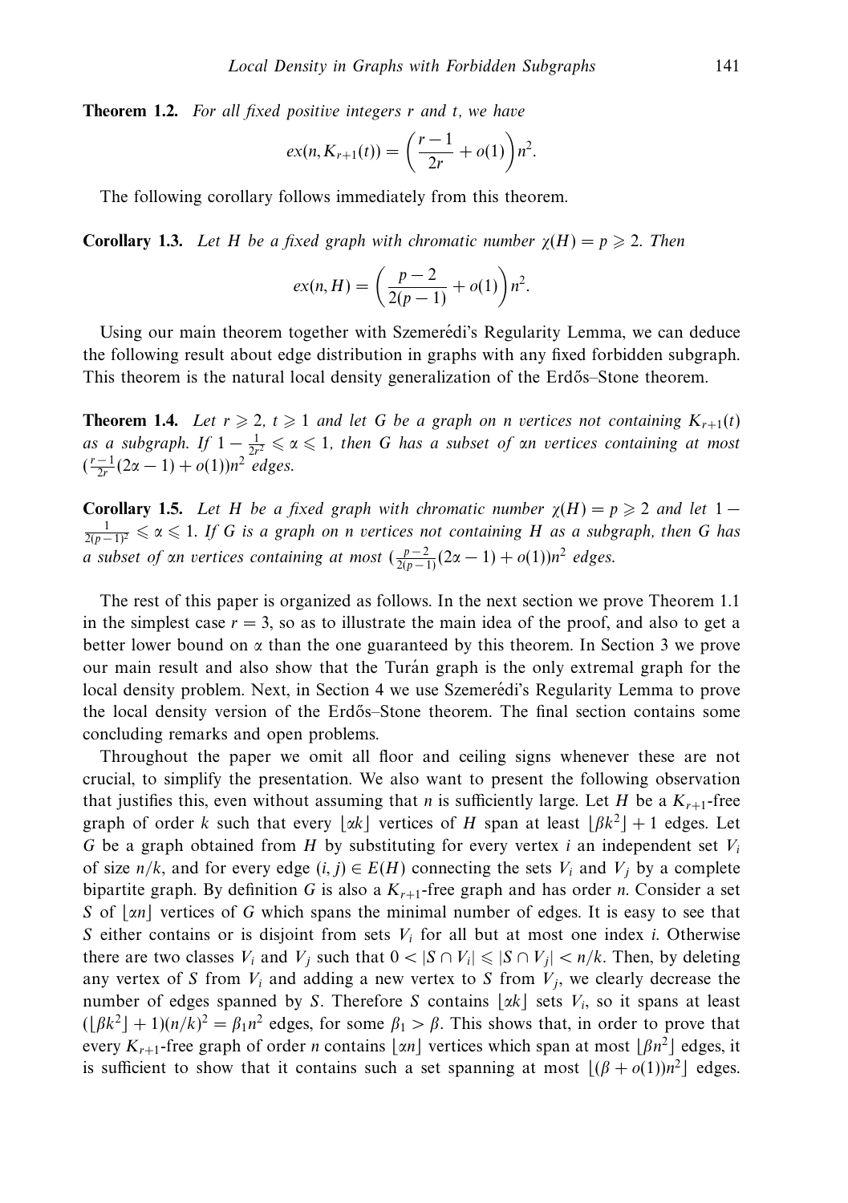**Theorem 1.2.** *For all fixed positive integers r and t, we have*

$$ex(n, K_{r+1}(t)) = \left(\frac{r-1}{2r} + o(1)\right)n^2.$$

The following corollary follows immediately from this theorem.

**Corollary 1.3.** *Let H be a fixed graph with chromatic number $\chi(H) = p \geqslant 2$. Then*

$$ex(n, H) = \left(\frac{p-2}{2(p-1)} + o(1)\right)n^2.$$

Using our main theorem together with Szemerédi's Regularity Lemma, we can deduce the following result about edge distribution in graphs with any fixed forbidden subgraph. This theorem is the natural local density generalization of the Erdős–Stone theorem.

**Theorem 1.4.** *Let $r \geqslant 2$, $t \geqslant 1$ and let G be a graph on n vertices not containing $K_{r+1}(t)$ as a subgraph. If $1 - \frac{1}{2r^2} \leqslant \alpha \leqslant 1$, then G has a subset of $\alpha n$ vertices containing at most $(\frac{r-1}{2r}(2\alpha - 1) + o(1))n^2$ edges.*

**Corollary 1.5.** *Let H be a fixed graph with chromatic number $\chi(H) = p \geqslant 2$ and let $1 - \frac{1}{2(p-1)^2} \leqslant \alpha \leqslant 1$. If G is a graph on n vertices not containing H as a subgraph, then G has a subset of $\alpha n$ vertices containing at most $(\frac{p-2}{2(p-1)}(2\alpha - 1) + o(1))n^2$ edges.*

The rest of this paper is organized as follows. In the next section we prove Theorem 1.1 in the simplest case $r = 3$, so as to illustrate the main idea of the proof, and also to get a better lower bound on $\alpha$ than the one guaranteed by this theorem. In Section 3 we prove our main result and also show that the Turán graph is the only extremal graph for the local density problem. Next, in Section 4 we use Szemerédi's Regularity Lemma to prove the local density version of the Erdős–Stone theorem. The final section contains some concluding remarks and open problems.

Throughout the paper we omit all floor and ceiling signs whenever these are not crucial, to simplify the presentation. We also want to present the following observation that justifies this, even without assuming that $n$ is sufficiently large. Let $H$ be a $K_{r+1}$-free graph of order $k$ such that every $\lfloor \alpha k \rfloor$ vertices of $H$ span at least $\lfloor \beta k^2 \rfloor + 1$ edges. Let $G$ be a graph obtained from $H$ by substituting for every vertex $i$ an independent set $V_i$ of size $n/k$, and for every edge $(i, j) \in E(H)$ connecting the sets $V_i$ and $V_j$ by a complete bipartite graph. By definition $G$ is also a $K_{r+1}$-free graph and has order $n$. Consider a set $S$ of $\lfloor \alpha n \rfloor$ vertices of $G$ which spans the minimal number of edges. It is easy to see that $S$ either contains or is disjoint from sets $V_i$ for all but at most one index $i$. Otherwise there are two classes $V_i$ and $V_j$ such that $0 < |S \cap V_i| \leqslant |S \cap V_j| < n/k$. Then, by deleting any vertex of $S$ from $V_i$ and adding a new vertex to $S$ from $V_j$, we clearly decrease the number of edges spanned by $S$. Therefore $S$ contains $\lfloor \alpha k \rfloor$ sets $V_i$, so it spans at least $(\lfloor \beta k^2 \rfloor + 1)(n/k)^2 = \beta_1 n^2$ edges, for some $\beta_1 > \beta$. This shows that, in order to prove that every $K_{r+1}$-free graph of order $n$ contains $\lfloor \alpha n \rfloor$ vertices which span at most $\lfloor \beta n^2 \rfloor$ edges, it is sufficient to show that it contains such a set spanning at most $\lfloor (\beta + o(1))n^2 \rfloor$ edges.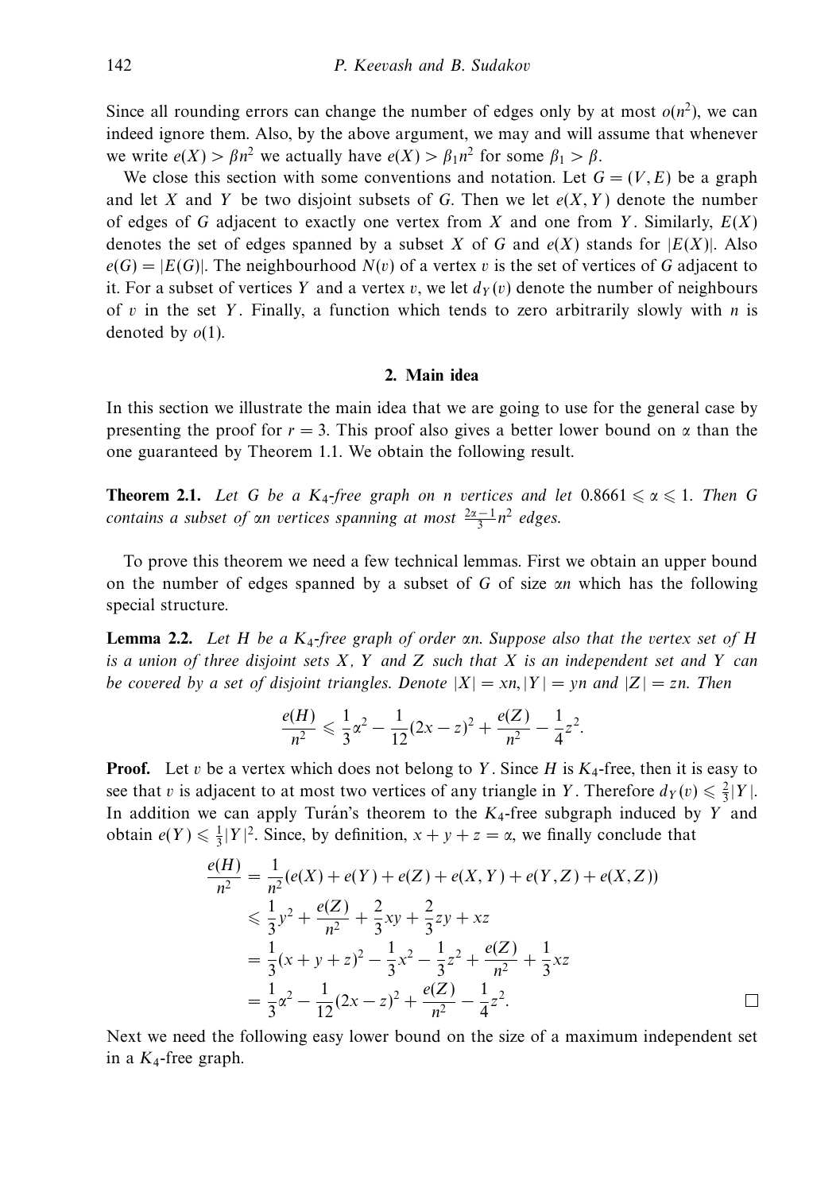Since all rounding errors can change the number of edges only by at most $o(n^2)$, we can indeed ignore them. Also, by the above argument, we may and will assume that whenever we write $e(X) > \beta n^2$ we actually have $e(X) > \beta_1 n^2$ for some $\beta_1 > \beta$.

We close this section with some conventions and notation. Let $G = (V, E)$ be a graph and let $X$ and $Y$ be two disjoint subsets of $G$. Then we let $e(X, Y)$ denote the number of edges of $G$ adjacent to exactly one vertex from $X$ and one from $Y$. Similarly, $E(X)$ denotes the set of edges spanned by a subset $X$ of $G$ and $e(X)$ stands for $|E(X)|$. Also $e(G) = |E(G)|$. The neighbourhood $N(v)$ of a vertex $v$ is the set of vertices of $G$ adjacent to it. For a subset of vertices $Y$ and a vertex $v$, we let $d_Y(v)$ denote the number of neighbours of $v$ in the set $Y$. Finally, a function which tends to zero arbitrarily slowly with $n$ is denoted by $o(1)$.

## 2. Main idea

In this section we illustrate the main idea that we are going to use for the general case by presenting the proof for $r = 3$. This proof also gives a better lower bound on $\alpha$ than the one guaranteed by Theorem 1.1. We obtain the following result.

**Theorem 2.1.** *Let $G$ be a $K_4$-free graph on $n$ vertices and let $0.8661 \leqslant \alpha \leqslant 1$. Then $G$ contains a subset of $\alpha n$ vertices spanning at most $\frac{2\alpha - 1}{3} n^2$ edges.*

To prove this theorem we need a few technical lemmas. First we obtain an upper bound on the number of edges spanned by a subset of $G$ of size $\alpha n$ which has the following special structure.

**Lemma 2.2.** *Let $H$ be a $K_4$-free graph of order $\alpha n$. Suppose also that the vertex set of $H$ is a union of three disjoint sets $X$, $Y$ and $Z$ such that $X$ is an independent set and $Y$ can be covered by a set of disjoint triangles. Denote $|X| = xn, |Y| = yn$ and $|Z| = zn$. Then*

$$\frac{e(H)}{n^2} \leqslant \frac{1}{3}\alpha^2 - \frac{1}{12}(2x - z)^2 + \frac{e(Z)}{n^2} - \frac{1}{4}z^2.$$

**Proof.** Let $v$ be a vertex which does not belong to $Y$. Since $H$ is $K_4$-free, then it is easy to see that $v$ is adjacent to at most two vertices of any triangle in $Y$. Therefore $d_Y(v) \leqslant \frac{2}{3}|Y|$. In addition we can apply Turán's theorem to the $K_4$-free subgraph induced by $Y$ and obtain $e(Y) \leqslant \frac{1}{3}|Y|^2$. Since, by definition, $x + y + z = \alpha$, we finally conclude that

$$\begin{aligned}
\frac{e(H)}{n^2} &= \frac{1}{n^2}(e(X) + e(Y) + e(Z) + e(X, Y) + e(Y, Z) + e(X, Z)) \\
&\leqslant \frac{1}{3}y^2 + \frac{e(Z)}{n^2} + \frac{2}{3}xy + \frac{2}{3}zy + xz \\
&= \frac{1}{3}(x + y + z)^2 - \frac{1}{3}x^2 - \frac{1}{3}z^2 + \frac{e(Z)}{n^2} + \frac{1}{3}xz \\
&= \frac{1}{3}\alpha^2 - \frac{1}{12}(2x - z)^2 + \frac{e(Z)}{n^2} - \frac{1}{4}z^2.
\end{aligned}$$

□

Next we need the following easy lower bound on the size of a maximum independent set in a $K_4$-free graph.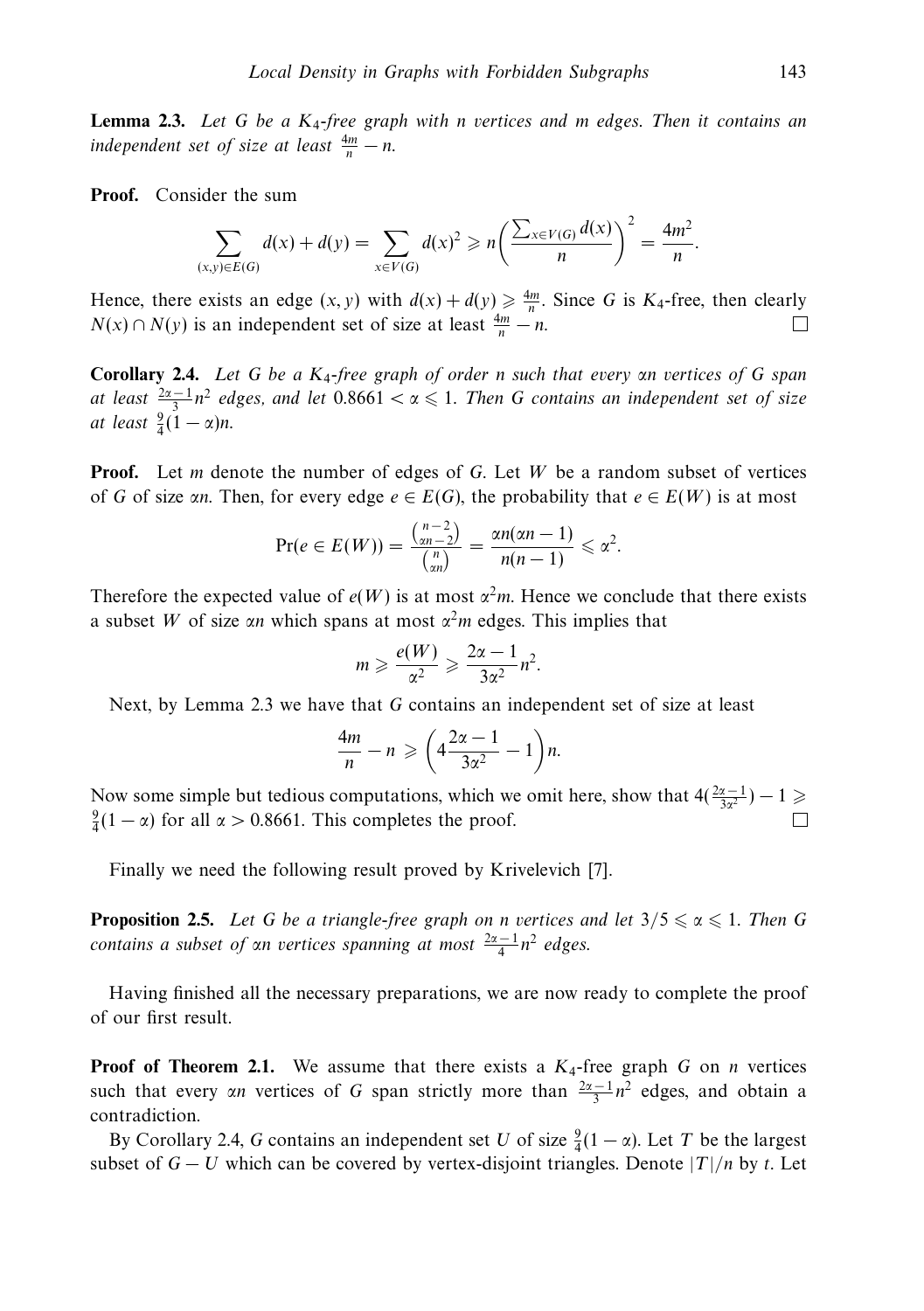**Lemma 2.3.** *Let $G$ be a $K_4$-free graph with $n$ vertices and $m$ edges. Then it contains an independent set of size at least $\frac{4m}{n} - n$.*

**Proof.** Consider the sum

$$\sum_{(x,y)\in E(G)} d(x) + d(y) = \sum_{x \in V(G)} d(x)^2 \geqslant n\left(\frac{\sum_{x\in V(G)} d(x)}{n}\right)^2 = \frac{4m^2}{n}.$$

Hence, there exists an edge $(x, y)$ with $d(x) + d(y) \geqslant \frac{4m}{n}$. Since $G$ is $K_4$-free, then clearly $N(x) \cap N(y)$ is an independent set of size at least $\frac{4m}{n} - n$. □

**Corollary 2.4.** *Let $G$ be a $K_4$-free graph of order $n$ such that every $\alpha n$ vertices of $G$ span at least $\frac{2\alpha-1}{3}n^2$ edges, and let $0.8661 < \alpha \leqslant 1$. Then $G$ contains an independent set of size at least $\frac{9}{4}(1-\alpha)n$.*

**Proof.** Let $m$ denote the number of edges of $G$. Let $W$ be a random subset of vertices of $G$ of size $\alpha n$. Then, for every edge $e \in E(G)$, the probability that $e \in E(W)$ is at most

$$\Pr(e \in E(W)) = \frac{\binom{n-2}{\alpha n-2}}{\binom{n}{\alpha n}} = \frac{\alpha n(\alpha n - 1)}{n(n-1)} \leqslant \alpha^2.$$

Therefore the expected value of $e(W)$ is at most $\alpha^2 m$. Hence we conclude that there exists a subset $W$ of size $\alpha n$ which spans at most $\alpha^2 m$ edges. This implies that

$$m \geqslant \frac{e(W)}{\alpha^2} \geqslant \frac{2\alpha - 1}{3\alpha^2}n^2.$$

Next, by Lemma 2.3 we have that $G$ contains an independent set of size at least

$$\frac{4m}{n} - n \geqslant \left(4\frac{2\alpha-1}{3\alpha^2} - 1\right)n.$$

Now some simple but tedious computations, which we omit here, show that $4(\frac{2\alpha-1}{3\alpha^2}) - 1 \geqslant \frac{9}{4}(1-\alpha)$ for all $\alpha > 0.8661$. This completes the proof. □

Finally we need the following result proved by Krivelevich [7].

**Proposition 2.5.** *Let $G$ be a triangle-free graph on $n$ vertices and let $3/5 \leqslant \alpha \leqslant 1$. Then $G$ contains a subset of $\alpha n$ vertices spanning at most $\frac{2\alpha-1}{4}n^2$ edges.*

Having finished all the necessary preparations, we are now ready to complete the proof of our first result.

**Proof of Theorem 2.1.** We assume that there exists a $K_4$-free graph $G$ on $n$ vertices such that every $\alpha n$ vertices of $G$ span strictly more than $\frac{2\alpha-1}{3}n^2$ edges, and obtain a contradiction.

By Corollary 2.4, $G$ contains an independent set $U$ of size $\frac{9}{4}(1-\alpha)$. Let $T$ be the largest subset of $G - U$ which can be covered by vertex-disjoint triangles. Denote $|T|/n$ by $t$. Let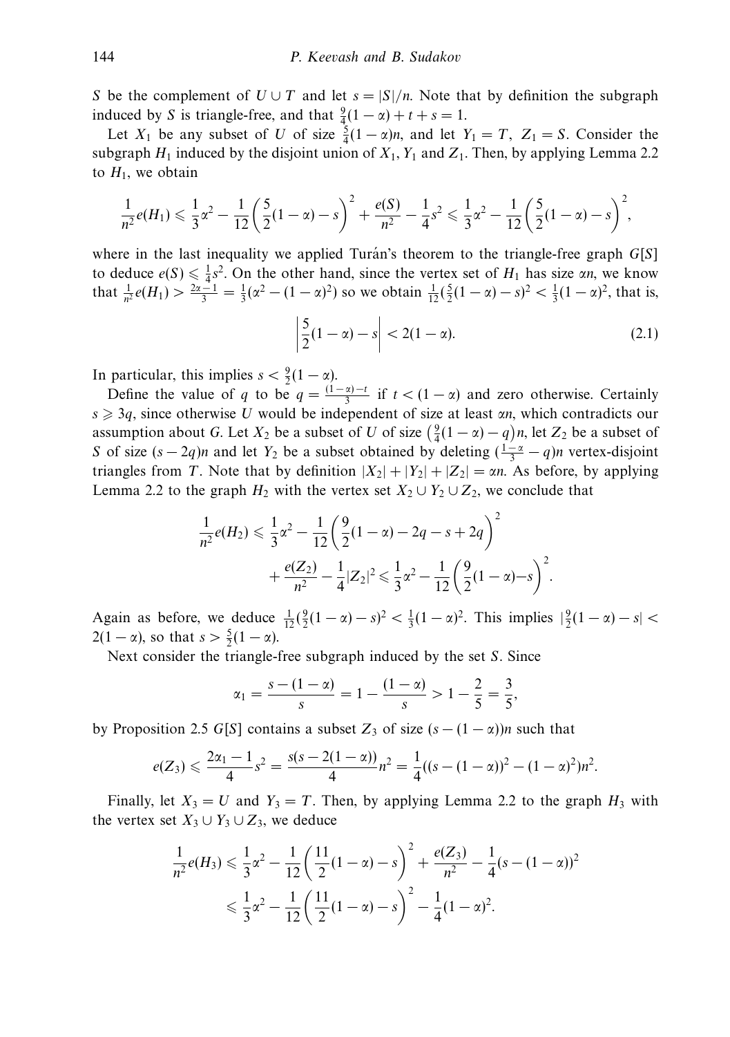$S$ be the complement of $U \cup T$ and let $s = |S|/n$. Note that by definition the subgraph induced by $S$ is triangle-free, and that $\frac{9}{4}(1-\alpha) + t + s = 1$.

Let $X_1$ be any subset of $U$ of size $\frac{5}{4}(1-\alpha)n$, and let $Y_1 = T$, $Z_1 = S$. Consider the subgraph $H_1$ induced by the disjoint union of $X_1$, $Y_1$ and $Z_1$. Then, by applying Lemma 2.2 to $H_1$, we obtain

$$\frac{1}{n^2}e(H_1) \leqslant \frac{1}{3}\alpha^2 - \frac{1}{12}\left(\frac{5}{2}(1-\alpha) - s\right)^2 + \frac{e(S)}{n^2} - \frac{1}{4}s^2 \leqslant \frac{1}{3}\alpha^2 - \frac{1}{12}\left(\frac{5}{2}(1-\alpha) - s\right)^2,$$

where in the last inequality we applied Turán's theorem to the triangle-free graph $G[S]$ to deduce $e(S) \leqslant \frac{1}{4}s^2$. On the other hand, since the vertex set of $H_1$ has size $\alpha n$, we know that $\frac{1}{n^2}e(H_1) > \frac{2\alpha-1}{3} = \frac{1}{3}(\alpha^2 - (1-\alpha)^2)$ so we obtain $\frac{1}{12}(\frac{5}{2}(1-\alpha) - s)^2 < \frac{1}{3}(1-\alpha)^2$, that is,

$$\left|\frac{5}{2}(1-\alpha) - s\right| < 2(1-\alpha). \tag{2.1}$$

In particular, this implies $s < \frac{9}{2}(1-\alpha)$.

Define the value of $q$ to be $q = \frac{(1-\alpha)-t}{3}$ if $t < (1-\alpha)$ and zero otherwise. Certainly $s \geqslant 3q$, since otherwise $U$ would be independent of size at least $\alpha n$, which contradicts our assumption about $G$. Let $X_2$ be a subset of $U$ of size $\left(\frac{9}{4}(1-\alpha) - q\right)n$, let $Z_2$ be a subset of $S$ of size $(s-2q)n$ and let $Y_2$ be a subset obtained by deleting $(\frac{1-\alpha}{3} - q)n$ vertex-disjoint triangles from $T$. Note that by definition $|X_2| + |Y_2| + |Z_2| = \alpha n$. As before, by applying Lemma 2.2 to the graph $H_2$ with the vertex set $X_2 \cup Y_2 \cup Z_2$, we conclude that

$$\begin{aligned}\frac{1}{n^2}e(H_2) &\leqslant \frac{1}{3}\alpha^2 - \frac{1}{12}\left(\frac{9}{2}(1-\alpha) - 2q - s + 2q\right)^2 \\ &\quad + \frac{e(Z_2)}{n^2} - \frac{1}{4}|Z_2|^2 \leqslant \frac{1}{3}\alpha^2 - \frac{1}{12}\left(\frac{9}{2}(1-\alpha) - s\right)^2.\end{aligned}$$

Again as before, we deduce $\frac{1}{12}(\frac{9}{2}(1-\alpha) - s)^2 < \frac{1}{3}(1-\alpha)^2$. This implies $|\frac{9}{2}(1-\alpha) - s| < 2(1-\alpha)$, so that $s > \frac{5}{2}(1-\alpha)$.

Next consider the triangle-free subgraph induced by the set $S$. Since

$$\alpha_1 = \frac{s-(1-\alpha)}{s} = 1 - \frac{(1-\alpha)}{s} > 1 - \frac{2}{5} = \frac{3}{5},$$

by Proposition 2.5 $G[S]$ contains a subset $Z_3$ of size $(s-(1-\alpha))n$ such that

$$e(Z_3) \leqslant \frac{2\alpha_1 - 1}{4}s^2 = \frac{s(s-2(1-\alpha))}{4}n^2 = \frac{1}{4}((s-(1-\alpha))^2 - (1-\alpha)^2)n^2.$$

Finally, let $X_3 = U$ and $Y_3 = T$. Then, by applying Lemma 2.2 to the graph $H_3$ with the vertex set $X_3 \cup Y_3 \cup Z_3$, we deduce

$$\begin{aligned}\frac{1}{n^2}e(H_3) &\leqslant \frac{1}{3}\alpha^2 - \frac{1}{12}\left(\frac{11}{2}(1-\alpha) - s\right)^2 + \frac{e(Z_3)}{n^2} - \frac{1}{4}(s-(1-\alpha))^2 \\ &\leqslant \frac{1}{3}\alpha^2 - \frac{1}{12}\left(\frac{11}{2}(1-\alpha) - s\right)^2 - \frac{1}{4}(1-\alpha)^2.\end{aligned}$$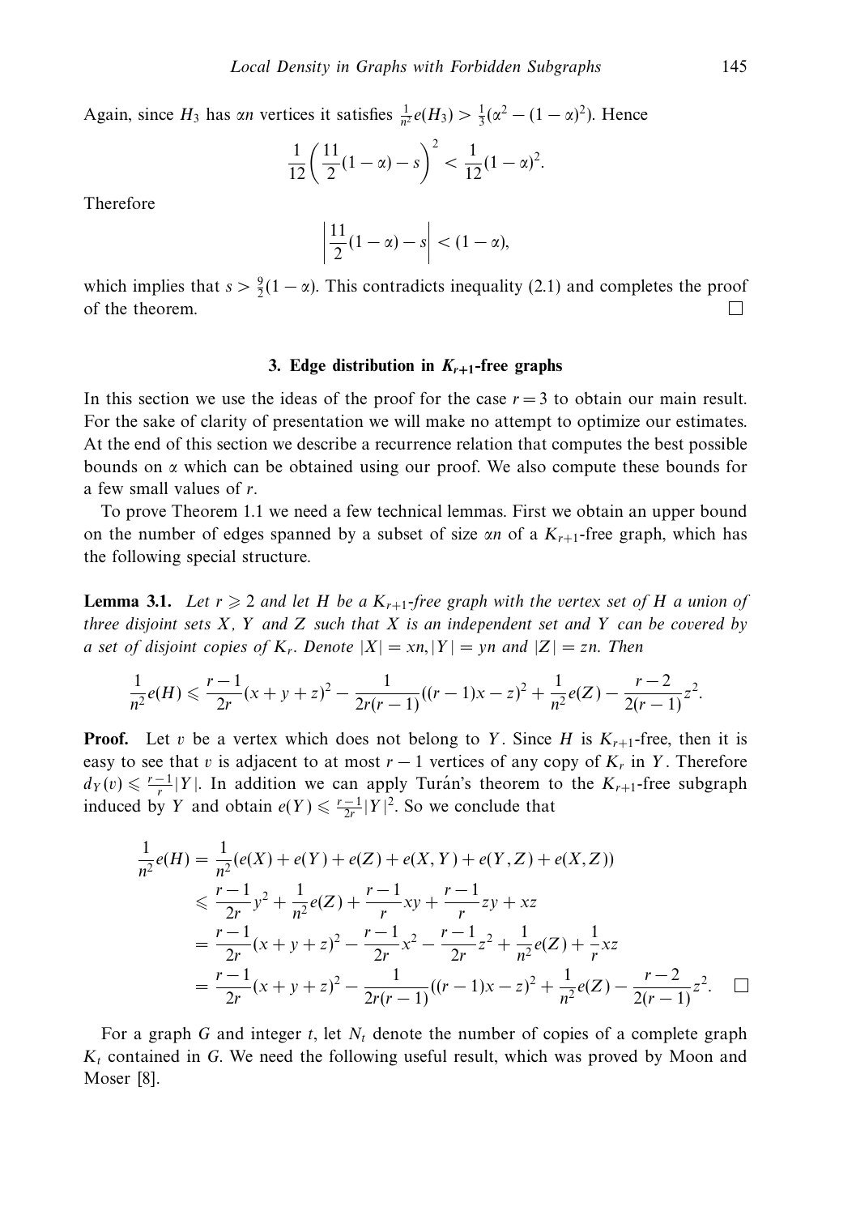Again, since $H_3$ has $\alpha n$ vertices it satisfies $\frac{1}{n^2}e(H_3) > \frac{1}{3}(\alpha^2 - (1-\alpha)^2)$. Hence

$$\frac{1}{12}\left(\frac{11}{2}(1-\alpha) - s\right)^2 < \frac{1}{12}(1-\alpha)^2.$$

Therefore

$$\left|\frac{11}{2}(1-\alpha) - s\right| < (1-\alpha),$$

which implies that $s > \frac{9}{2}(1-\alpha)$. This contradicts inequality (2.1) and completes the proof of the theorem. □

## 3. Edge distribution in $K_{r+1}$-free graphs

In this section we use the ideas of the proof for the case $r = 3$ to obtain our main result. For the sake of clarity of presentation we will make no attempt to optimize our estimates. At the end of this section we describe a recurrence relation that computes the best possible bounds on $\alpha$ which can be obtained using our proof. We also compute these bounds for a few small values of $r$.

To prove Theorem 1.1 we need a few technical lemmas. First we obtain an upper bound on the number of edges spanned by a subset of size $\alpha n$ of a $K_{r+1}$-free graph, which has the following special structure.

**Lemma 3.1.** *Let $r \geqslant 2$ and let $H$ be a $K_{r+1}$-free graph with the vertex set of $H$ a union of three disjoint sets $X$, $Y$ and $Z$ such that $X$ is an independent set and $Y$ can be covered by a set of disjoint copies of $K_r$. Denote $|X| = xn, |Y| = yn$ and $|Z| = zn$. Then*

$$\frac{1}{n^2}e(H) \leqslant \frac{r-1}{2r}(x+y+z)^2 - \frac{1}{2r(r-1)}((r-1)x - z)^2 + \frac{1}{n^2}e(Z) - \frac{r-2}{2(r-1)}z^2.$$

**Proof.** Let $v$ be a vertex which does not belong to $Y$. Since $H$ is $K_{r+1}$-free, then it is easy to see that $v$ is adjacent to at most $r-1$ vertices of any copy of $K_r$ in $Y$. Therefore $d_Y(v) \leqslant \frac{r-1}{r}|Y|$. In addition we can apply Turán's theorem to the $K_{r+1}$-free subgraph induced by $Y$ and obtain $e(Y) \leqslant \frac{r-1}{2r}|Y|^2$. So we conclude that

$$\begin{aligned}
\frac{1}{n^2}e(H) &= \frac{1}{n^2}(e(X) + e(Y) + e(Z) + e(X,Y) + e(Y,Z) + e(X,Z)) \\
&\leqslant \frac{r-1}{2r}y^2 + \frac{1}{n^2}e(Z) + \frac{r-1}{r}xy + \frac{r-1}{r}zy + xz \\
&= \frac{r-1}{2r}(x+y+z)^2 - \frac{r-1}{2r}x^2 - \frac{r-1}{2r}z^2 + \frac{1}{n^2}e(Z) + \frac{1}{r}xz \\
&= \frac{r-1}{2r}(x+y+z)^2 - \frac{1}{2r(r-1)}((r-1)x - z)^2 + \frac{1}{n^2}e(Z) - \frac{r-2}{2(r-1)}z^2. \quad \square
\end{aligned}$$

For a graph $G$ and integer $t$, let $N_t$ denote the number of copies of a complete graph $K_t$ contained in $G$. We need the following useful result, which was proved by Moon and Moser [8].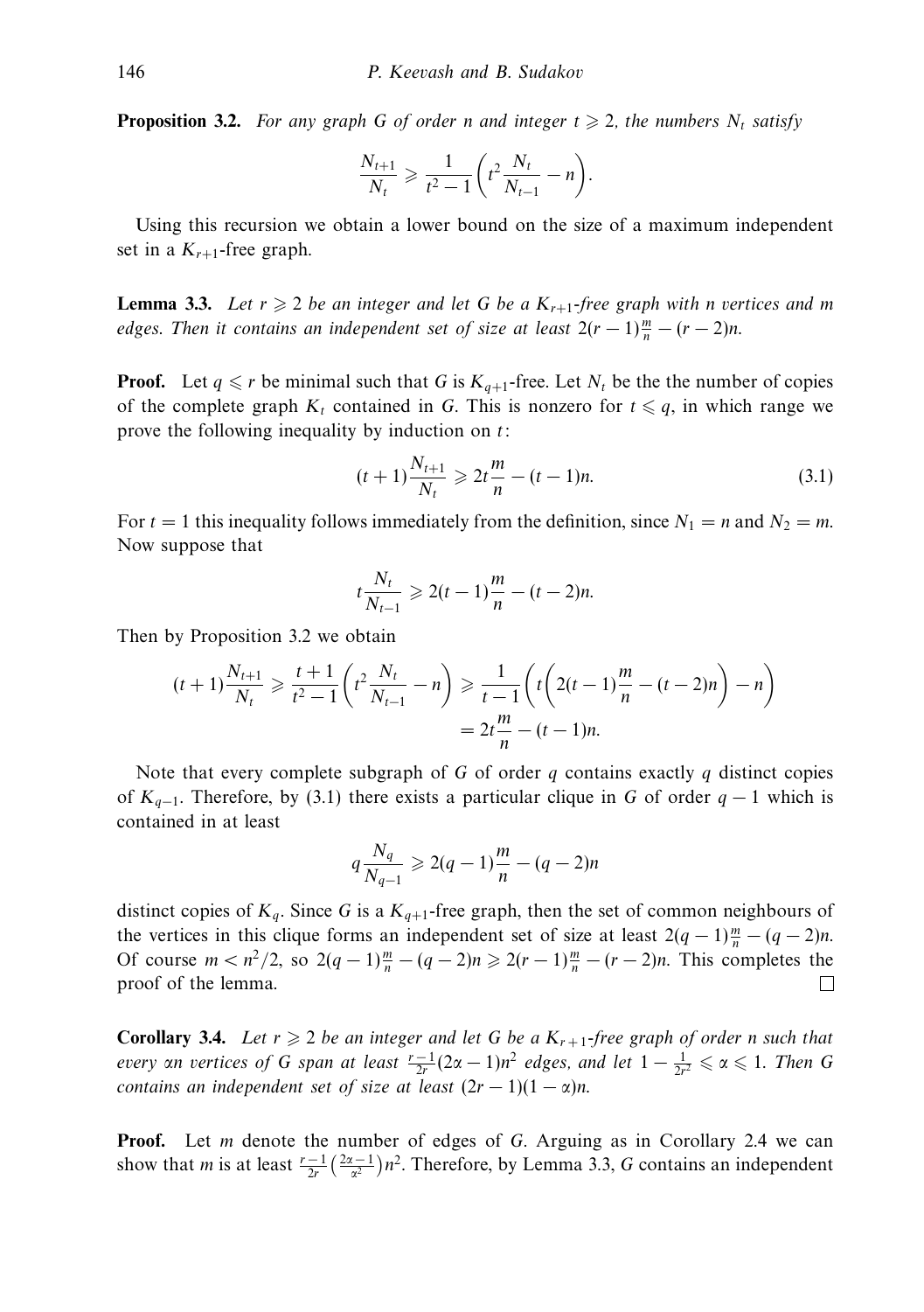**Proposition 3.2.** *For any graph $G$ of order $n$ and integer $t \geqslant 2$, the numbers $N_t$ satisfy*

$$\frac{N_{t+1}}{N_t} \geqslant \frac{1}{t^2-1}\left(t^2\frac{N_t}{N_{t-1}} - n\right).$$

Using this recursion we obtain a lower bound on the size of a maximum independent set in a $K_{r+1}$-free graph.

**Lemma 3.3.** *Let $r \geqslant 2$ be an integer and let $G$ be a $K_{r+1}$-free graph with $n$ vertices and $m$ edges. Then it contains an independent set of size at least $2(r-1)\frac{m}{n} - (r-2)n$.*

**Proof.** Let $q \leqslant r$ be minimal such that $G$ is $K_{q+1}$-free. Let $N_t$ be the the number of copies of the complete graph $K_t$ contained in $G$. This is nonzero for $t \leqslant q$, in which range we prove the following inequality by induction on $t$:

$$(t+1)\frac{N_{t+1}}{N_t} \geqslant 2t\frac{m}{n} - (t-1)n. \tag{3.1}$$

For $t = 1$ this inequality follows immediately from the definition, since $N_1 = n$ and $N_2 = m$. Now suppose that

$$t\frac{N_t}{N_{t-1}} \geqslant 2(t-1)\frac{m}{n} - (t-2)n.$$

Then by Proposition 3.2 we obtain

$$(t+1)\frac{N_{t+1}}{N_t} \geqslant \frac{t+1}{t^2-1}\left(t^2\frac{N_t}{N_{t-1}} - n\right) \geqslant \frac{1}{t-1}\left(t\left(2(t-1)\frac{m}{n} - (t-2)n\right) - n\right)$$
$$= 2t\frac{m}{n} - (t-1)n.$$

Note that every complete subgraph of $G$ of order $q$ contains exactly $q$ distinct copies of $K_{q-1}$. Therefore, by (3.1) there exists a particular clique in $G$ of order $q-1$ which is contained in at least

$$q\frac{N_q}{N_{q-1}} \geqslant 2(q-1)\frac{m}{n} - (q-2)n$$

distinct copies of $K_q$. Since $G$ is a $K_{q+1}$-free graph, then the set of common neighbours of the vertices in this clique forms an independent set of size at least $2(q-1)\frac{m}{n} - (q-2)n$. Of course $m < n^2/2$, so $2(q-1)\frac{m}{n} - (q-2)n \geqslant 2(r-1)\frac{m}{n} - (r-2)n$. This completes the proof of the lemma. □

**Corollary 3.4.** *Let $r \geqslant 2$ be an integer and let $G$ be a $K_{r+1}$-free graph of order $n$ such that every $\alpha n$ vertices of $G$ span at least $\frac{r-1}{2r}(2\alpha - 1)n^2$ edges, and let $1 - \frac{1}{2r^2} \leqslant \alpha \leqslant 1$. Then $G$ contains an independent set of size at least $(2r-1)(1-\alpha)n$.*

**Proof.** Let $m$ denote the number of edges of $G$. Arguing as in Corollary 2.4 we can show that $m$ is at least $\frac{r-1}{2r}\left(\frac{2\alpha-1}{\alpha^2}\right)n^2$. Therefore, by Lemma 3.3, $G$ contains an independent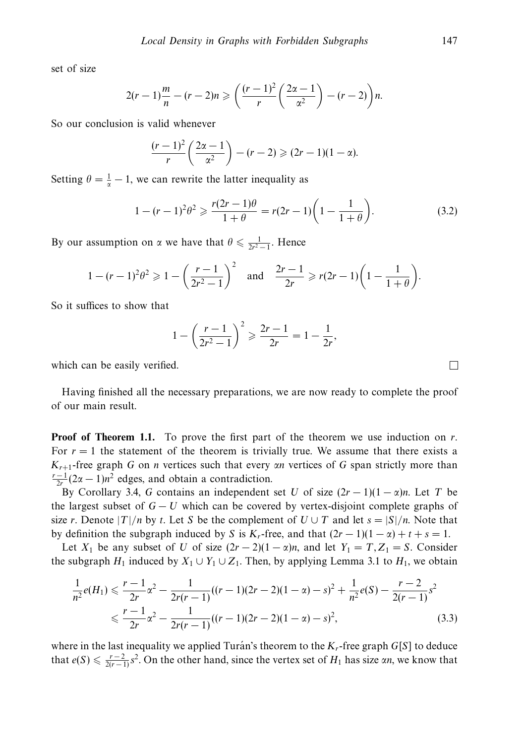set of size

$$2(r-1)\frac{m}{n}-(r-2)n \geqslant \left(\frac{(r-1)^2}{r}\left(\frac{2\alpha-1}{\alpha^2}\right)-(r-2)\right)n.$$

So our conclusion is valid whenever

$$\frac{(r-1)^2}{r}\left(\frac{2\alpha-1}{\alpha^2}\right)-(r-2) \geqslant (2r-1)(1-\alpha).$$

Setting $\theta = \frac{1}{\alpha}-1$, we can rewrite the latter inequality as

$$1-(r-1)^2\theta^2 \geqslant \frac{r(2r-1)\theta}{1+\theta} = r(2r-1)\left(1-\frac{1}{1+\theta}\right). \tag{3.2}$$

By our assumption on $\alpha$ we have that $\theta \leqslant \frac{1}{2r^2-1}$. Hence

$$1-(r-1)^2\theta^2 \geqslant 1-\left(\frac{r-1}{2r^2-1}\right)^2 \quad \text{and} \quad \frac{2r-1}{2r} \geqslant r(2r-1)\left(1-\frac{1}{1+\theta}\right).$$

So it suffices to show that

$$1-\left(\frac{r-1}{2r^2-1}\right)^2 \geqslant \frac{2r-1}{2r} = 1-\frac{1}{2r},$$

which can be easily verified. □

Having finished all the necessary preparations, we are now ready to complete the proof of our main result.

**Proof of Theorem 1.1.** To prove the first part of the theorem we use induction on $r$. For $r=1$ the statement of the theorem is trivially true. We assume that there exists a $K_{r+1}$-free graph $G$ on $n$ vertices such that every $\alpha n$ vertices of $G$ span strictly more than $\frac{r-1}{2r}(2\alpha-1)n^2$ edges, and obtain a contradiction.

By Corollary 3.4, $G$ contains an independent set $U$ of size $(2r-1)(1-\alpha)n$. Let $T$ be the largest subset of $G-U$ which can be covered by vertex-disjoint complete graphs of size $r$. Denote $|T|/n$ by $t$. Let $S$ be the complement of $U \cup T$ and let $s = |S|/n$. Note that by definition the subgraph induced by $S$ is $K_r$-free, and that $(2r-1)(1-\alpha)+t+s=1$.

Let $X_1$ be any subset of $U$ of size $(2r-2)(1-\alpha)n$, and let $Y_1 = T, Z_1 = S$. Consider the subgraph $H_1$ induced by $X_1 \cup Y_1 \cup Z_1$. Then, by applying Lemma 3.1 to $H_1$, we obtain

$$\begin{aligned}
\frac{1}{n^2}e(H_1) &\leqslant \frac{r-1}{2r}\alpha^2 - \frac{1}{2r(r-1)}((r-1)(2r-2)(1-\alpha)-s)^2 + \frac{1}{n^2}e(S) - \frac{r-2}{2(r-1)}s^2 \\
&\leqslant \frac{r-1}{2r}\alpha^2 - \frac{1}{2r(r-1)}((r-1)(2r-2)(1-\alpha)-s)^2,
\end{aligned} \tag{3.3}$$

where in the last inequality we applied Turán's theorem to the $K_r$-free graph $G[S]$ to deduce that $e(S) \leqslant \frac{r-2}{2(r-1)}s^2$. On the other hand, since the vertex set of $H_1$ has size $\alpha n$, we know that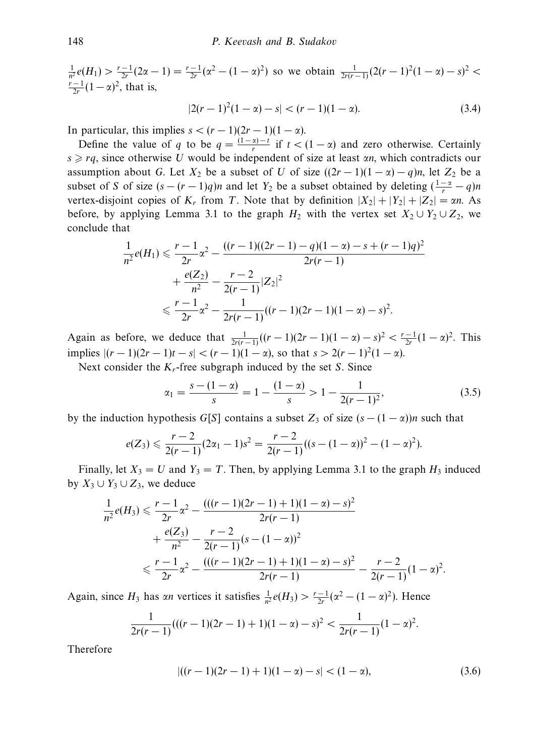$\frac{1}{n^2}e(H_1) > \frac{r-1}{2r}(2\alpha - 1) = \frac{r-1}{2r}(\alpha^2 - (1-\alpha)^2)$ so we obtain $\frac{1}{2r(r-1)}(2(r-1)^2(1-\alpha) - s)^2 < \frac{r-1}{2r}(1-\alpha)^2$, that is,

$$|2(r-1)^2(1-\alpha) - s| < (r-1)(1-\alpha). \tag{3.4}$$

In particular, this implies $s < (r-1)(2r-1)(1-\alpha)$.

Define the value of $q$ to be $q = \frac{(1-\alpha)-t}{r}$ if $t < (1-\alpha)$ and zero otherwise. Certainly $s \geqslant rq$, since otherwise $U$ would be independent of size at least $\alpha n$, which contradicts our assumption about $G$. Let $X_2$ be a subset of $U$ of size $((2r-1)(1-\alpha) - q)n$, let $Z_2$ be a subset of $S$ of size $(s - (r-1)q)n$ and let $Y_2$ be a subset obtained by deleting $(\frac{1-\alpha}{r} - q)n$ vertex-disjoint copies of $K_r$ from $T$. Note that by definition $|X_2| + |Y_2| + |Z_2| = \alpha n$. As before, by applying Lemma 3.1 to the graph $H_2$ with the vertex set $X_2 \cup Y_2 \cup Z_2$, we conclude that

$$\begin{aligned}
\frac{1}{n^2}e(H_1) &\leqslant \frac{r-1}{2r}\alpha^2 - \frac{((r-1)((2r-1)-q)(1-\alpha) - s + (r-1)q)^2}{2r(r-1)} \\
&\quad + \frac{e(Z_2)}{n^2} - \frac{r-2}{2(r-1)}|Z_2|^2 \\
&\leqslant \frac{r-1}{2r}\alpha^2 - \frac{1}{2r(r-1)}((r-1)(2r-1)(1-\alpha) - s)^2.
\end{aligned}$$

Again as before, we deduce that $\frac{1}{2r(r-1)}((r-1)(2r-1)(1-\alpha) - s)^2 < \frac{r-1}{2r}(1-\alpha)^2$. This implies $|(r-1)(2r-1)t - s| < (r-1)(1-\alpha)$, so that $s > 2(r-1)^2(1-\alpha)$.

Next consider the $K_r$-free subgraph induced by the set $S$. Since

$$\alpha_1 = \frac{s - (1-\alpha)}{s} = 1 - \frac{(1-\alpha)}{s} > 1 - \frac{1}{2(r-1)^2}, \tag{3.5}$$

by the induction hypothesis $G[S]$ contains a subset $Z_3$ of size $(s - (1-\alpha))n$ such that

$$e(Z_3) \leqslant \frac{r-2}{2(r-1)}(2\alpha_1 - 1)s^2 = \frac{r-2}{2(r-1)}((s - (1-\alpha))^2 - (1-\alpha)^2).$$

Finally, let $X_3 = U$ and $Y_3 = T$. Then, by applying Lemma 3.1 to the graph $H_3$ induced by $X_3 \cup Y_3 \cup Z_3$, we deduce

$$\begin{aligned}
\frac{1}{n^2}e(H_3) &\leqslant \frac{r-1}{2r}\alpha^2 - \frac{(((r-1)(2r-1)+1)(1-\alpha) - s)^2}{2r(r-1)} \\
&\quad + \frac{e(Z_3)}{n^2} - \frac{r-2}{2(r-1)}(s - (1-\alpha))^2 \\
&\leqslant \frac{r-1}{2r}\alpha^2 - \frac{(((r-1)(2r-1)+1)(1-\alpha) - s)^2}{2r(r-1)} - \frac{r-2}{2(r-1)}(1-\alpha)^2.
\end{aligned}$$

Again, since $H_3$ has $\alpha n$ vertices it satisfies $\frac{1}{n^2}e(H_3) > \frac{r-1}{2r}(\alpha^2 - (1-\alpha)^2)$. Hence

$$\frac{1}{2r(r-1)}(((r-1)(2r-1)+1)(1-\alpha) - s)^2 < \frac{1}{2r(r-1)}(1-\alpha)^2.$$

Therefore

$$|((r-1)(2r-1)+1)(1-\alpha) - s| < (1-\alpha), \tag{3.6}$$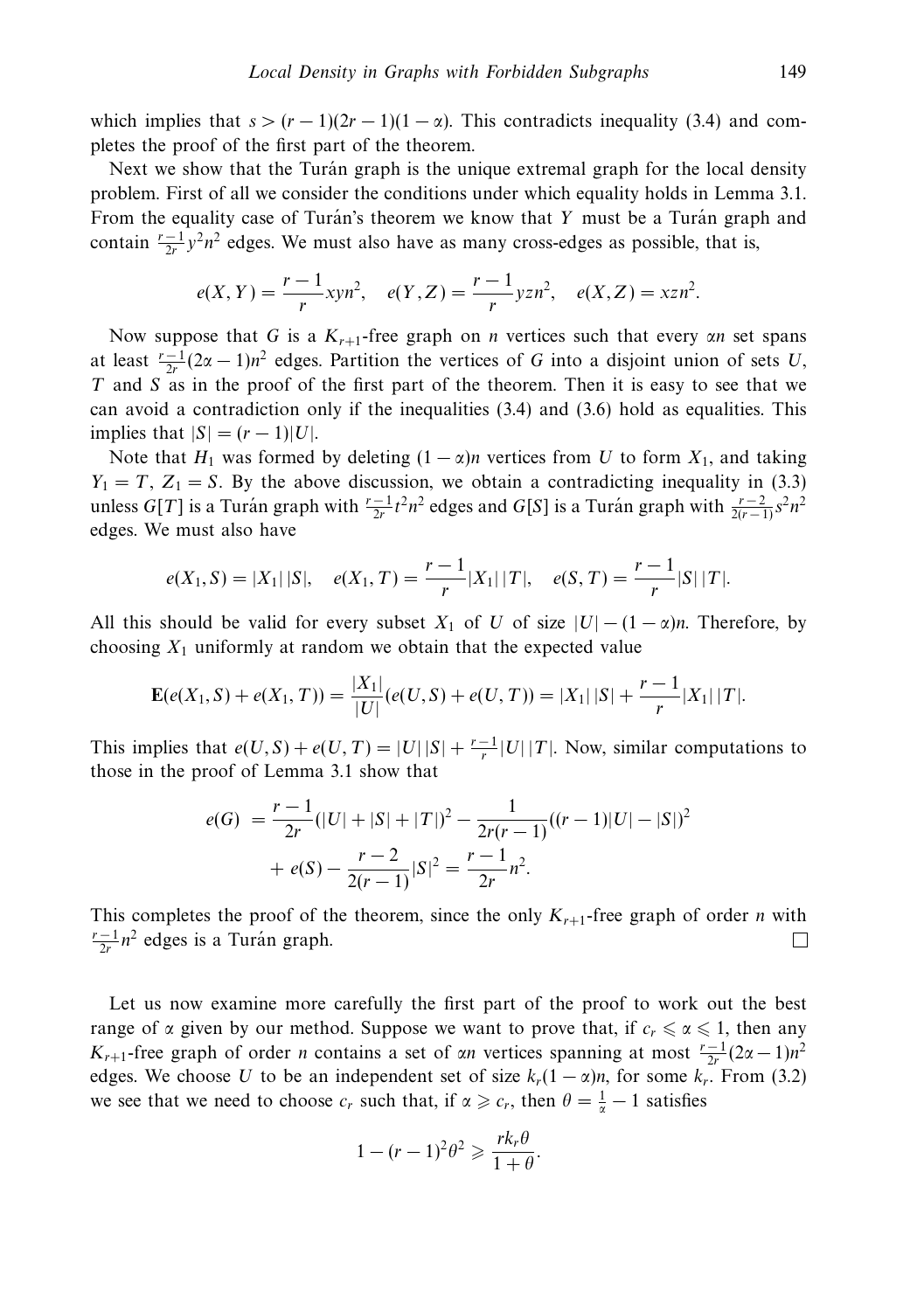which implies that $s > (r-1)(2r-1)(1-\alpha)$. This contradicts inequality (3.4) and completes the proof of the first part of the theorem.

Next we show that the Turán graph is the unique extremal graph for the local density problem. First of all we consider the conditions under which equality holds in Lemma 3.1. From the equality case of Turán's theorem we know that $Y$ must be a Turán graph and contain $\frac{r-1}{2r}y^2n^2$ edges. We must also have as many cross-edges as possible, that is,

$$e(X,Y) = \frac{r-1}{r}xyn^2, \quad e(Y,Z) = \frac{r-1}{r}yzn^2, \quad e(X,Z) = xzn^2.$$

Now suppose that $G$ is a $K_{r+1}$-free graph on $n$ vertices such that every $\alpha n$ set spans at least $\frac{r-1}{2r}(2\alpha-1)n^2$ edges. Partition the vertices of $G$ into a disjoint union of sets $U$, $T$ and $S$ as in the proof of the first part of the theorem. Then it is easy to see that we can avoid a contradiction only if the inequalities (3.4) and (3.6) hold as equalities. This implies that $|S| = (r-1)|U|$.

Note that $H_1$ was formed by deleting $(1-\alpha)n$ vertices from $U$ to form $X_1$, and taking $Y_1 = T$, $Z_1 = S$. By the above discussion, we obtain a contradicting inequality in (3.3) unless $G[T]$ is a Turán graph with $\frac{r-1}{2r}t^2n^2$ edges and $G[S]$ is a Turán graph with $\frac{r-2}{2(r-1)}s^2n^2$ edges. We must also have

$$e(X_1,S) = |X_1|\,|S|, \quad e(X_1,T) = \frac{r-1}{r}|X_1|\,|T|, \quad e(S,T) = \frac{r-1}{r}|S|\,|T|.$$

All this should be valid for every subset $X_1$ of $U$ of size $|U|-(1-\alpha)n$. Therefore, by choosing $X_1$ uniformly at random we obtain that the expected value

$$\mathbf{E}(e(X_1,S)+e(X_1,T)) = \frac{|X_1|}{|U|}(e(U,S)+e(U,T)) = |X_1|\,|S| + \frac{r-1}{r}|X_1|\,|T|.$$

This implies that $e(U,S)+e(U,T) = |U|\,|S| + \frac{r-1}{r}|U|\,|T|$. Now, similar computations to those in the proof of Lemma 3.1 show that

$$\begin{aligned} e(G) &= \frac{r-1}{2r}(|U|+|S|+|T|)^2 - \frac{1}{2r(r-1)}((r-1)|U|-|S|)^2 \\ &\quad + e(S) - \frac{r-2}{2(r-1)}|S|^2 = \frac{r-1}{2r}n^2. \end{aligned}$$

This completes the proof of the theorem, since the only $K_{r+1}$-free graph of order $n$ with $\frac{r-1}{2r}n^2$ edges is a Turán graph. □

Let us now examine more carefully the first part of the proof to work out the best range of $\alpha$ given by our method. Suppose we want to prove that, if $c_r \leqslant \alpha \leqslant 1$, then any $K_{r+1}$-free graph of order $n$ contains a set of $\alpha n$ vertices spanning at most $\frac{r-1}{2r}(2\alpha-1)n^2$ edges. We choose $U$ to be an independent set of size $k_r(1-\alpha)n$, for some $k_r$. From (3.2) we see that we need to choose $c_r$ such that, if $\alpha \geqslant c_r$, then $\theta = \frac{1}{\alpha}-1$ satisfies

$$1-(r-1)^2\theta^2 \geqslant \frac{rk_r\theta}{1+\theta}.$$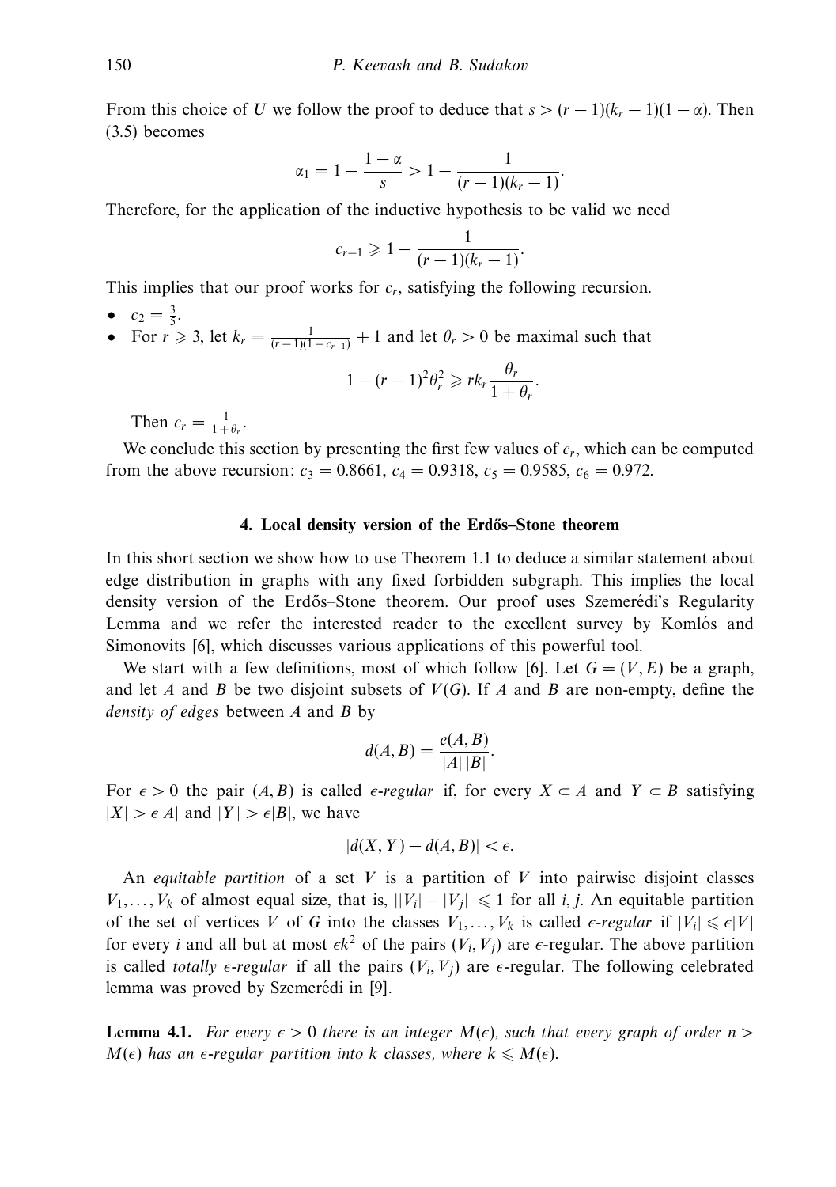From this choice of $U$ we follow the proof to deduce that $s > (r-1)(k_r-1)(1-\alpha)$. Then (3.5) becomes

$$\alpha_1 = 1 - \frac{1-\alpha}{s} > 1 - \frac{1}{(r-1)(k_r-1)}.$$

Therefore, for the application of the inductive hypothesis to be valid we need

$$c_{r-1} \geqslant 1 - \frac{1}{(r-1)(k_r-1)}.$$

This implies that our proof works for $c_r$, satisfying the following recursion.

- $c_2 = \frac{3}{5}$.
- For $r \geqslant 3$, let $k_r = \frac{1}{(r-1)(1-c_{r-1})} + 1$ and let $\theta_r > 0$ be maximal such that

$$1 - (r-1)^2\theta_r^2 \geqslant rk_r\frac{\theta_r}{1+\theta_r}.$$

Then $c_r = \frac{1}{1+\theta_r}$.

We conclude this section by presenting the first few values of $c_r$, which can be computed from the above recursion: $c_3 = 0.8661$, $c_4 = 0.9318$, $c_5 = 0.9585$, $c_6 = 0.972$.

## 4. Local density version of the Erdős–Stone theorem

In this short section we show how to use Theorem 1.1 to deduce a similar statement about edge distribution in graphs with any fixed forbidden subgraph. This implies the local density version of the Erdős–Stone theorem. Our proof uses Szemerédi's Regularity Lemma and we refer the interested reader to the excellent survey by Komlós and Simonovits [6], which discusses various applications of this powerful tool.

We start with a few definitions, most of which follow [6]. Let $G = (V, E)$ be a graph, and let $A$ and $B$ be two disjoint subsets of $V(G)$. If $A$ and $B$ are non-empty, define the *density of edges* between $A$ and $B$ by

$$d(A,B) = \frac{e(A,B)}{|A|\,|B|}.$$

For $\epsilon > 0$ the pair $(A, B)$ is called *$\epsilon$-regular* if, for every $X \subset A$ and $Y \subset B$ satisfying $|X| > \epsilon|A|$ and $|Y| > \epsilon|B|$, we have

$$|d(X,Y) - d(A,B)| < \epsilon.$$

An *equitable partition* of a set $V$ is a partition of $V$ into pairwise disjoint classes $V_1, \ldots, V_k$ of almost equal size, that is, $||V_i| - |V_j|| \leqslant 1$ for all $i, j$. An equitable partition of the set of vertices $V$ of $G$ into the classes $V_1, \ldots, V_k$ is called *$\epsilon$-regular* if $|V_i| \leqslant \epsilon|V|$ for every $i$ and all but at most $\epsilon k^2$ of the pairs $(V_i, V_j)$ are $\epsilon$-regular. The above partition is called *totally $\epsilon$-regular* if all the pairs $(V_i, V_j)$ are $\epsilon$-regular. The following celebrated lemma was proved by Szemerédi in [9].

**Lemma 4.1.** *For every $\epsilon > 0$ there is an integer $M(\epsilon)$, such that every graph of order $n > M(\epsilon)$ has an $\epsilon$-regular partition into $k$ classes, where $k \leqslant M(\epsilon)$.*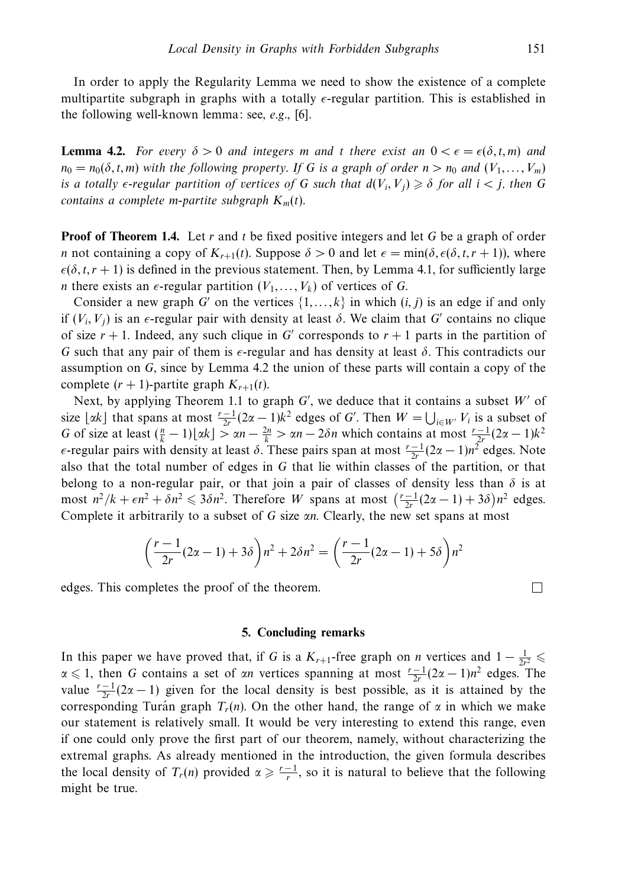In order to apply the Regularity Lemma we need to show the existence of a complete multipartite subgraph in graphs with a totally $\epsilon$-regular partition. This is established in the following well-known lemma: see, *e.g.*, [6].

**Lemma 4.2.** *For every $\delta > 0$ and integers $m$ and $t$ there exist an $0 < \epsilon = \epsilon(\delta, t, m)$ and $n_0 = n_0(\delta, t, m)$ with the following property. If $G$ is a graph of order $n > n_0$ and $(V_1, \ldots, V_m)$ is a totally $\epsilon$-regular partition of vertices of $G$ such that $d(V_i, V_j) \geqslant \delta$ for all $i < j$, then $G$ contains a complete $m$-partite subgraph $K_m(t)$.*

**Proof of Theorem 1.4.** Let $r$ and $t$ be fixed positive integers and let $G$ be a graph of order $n$ not containing a copy of $K_{r+1}(t)$. Suppose $\delta > 0$ and let $\epsilon = \min(\delta, \epsilon(\delta, t, r+1))$, where $\epsilon(\delta, t, r+1)$ is defined in the previous statement. Then, by Lemma 4.1, for sufficiently large $n$ there exists an $\epsilon$-regular partition $(V_1, \ldots, V_k)$ of vertices of $G$.

Consider a new graph $G'$ on the vertices $\{1, \ldots, k\}$ in which $(i, j)$ is an edge if and only if $(V_i, V_j)$ is an $\epsilon$-regular pair with density at least $\delta$. We claim that $G'$ contains no clique of size $r+1$. Indeed, any such clique in $G'$ corresponds to $r+1$ parts in the partition of $G$ such that any pair of them is $\epsilon$-regular and has density at least $\delta$. This contradicts our assumption on $G$, since by Lemma 4.2 the union of these parts will contain a copy of the complete $(r+1)$-partite graph $K_{r+1}(t)$.

Next, by applying Theorem 1.1 to graph $G'$, we deduce that it contains a subset $W'$ of size $\lfloor \alpha k \rfloor$ that spans at most $\frac{r-1}{2r}(2\alpha - 1)k^2$ edges of $G'$. Then $W = \bigcup_{i \in W'} V_i$ is a subset of $G$ of size at least $(\frac{n}{k} - 1)\lfloor \alpha k \rfloor > \alpha n - \frac{2n}{k} > \alpha n - 2\delta n$ which contains at most $\frac{r-1}{2r}(2\alpha - 1)k^2$ $\epsilon$-regular pairs with density at least $\delta$. These pairs span at most $\frac{r-1}{2r}(2\alpha - 1)n^2$ edges. Note also that the total number of edges in $G$ that lie within classes of the partition, or that belong to a non-regular pair, or that join a pair of classes of density less than $\delta$ is at most $n^2/k + \epsilon n^2 + \delta n^2 \leqslant 3\delta n^2$. Therefore $W$ spans at most $\left(\frac{r-1}{2r}(2\alpha - 1) + 3\delta\right)n^2$ edges. Complete it arbitrarily to a subset of $G$ size $\alpha n$. Clearly, the new set spans at most

$$\left(\frac{r-1}{2r}(2\alpha - 1) + 3\delta\right)n^2 + 2\delta n^2 = \left(\frac{r-1}{2r}(2\alpha - 1) + 5\delta\right)n^2$$

edges. This completes the proof of the theorem. □

## 5. Concluding remarks

In this paper we have proved that, if $G$ is a $K_{r+1}$-free graph on $n$ vertices and $1 - \frac{1}{2r^2} \leqslant \alpha \leqslant 1$, then $G$ contains a set of $\alpha n$ vertices spanning at most $\frac{r-1}{2r}(2\alpha - 1)n^2$ edges. The value $\frac{r-1}{2r}(2\alpha - 1)$ given for the local density is best possible, as it is attained by the corresponding Turán graph $T_r(n)$. On the other hand, the range of $\alpha$ in which we make our statement is relatively small. It would be very interesting to extend this range, even if one could only prove the first part of our theorem, namely, without characterizing the extremal graphs. As already mentioned in the introduction, the given formula describes the local density of $T_r(n)$ provided $\alpha \geqslant \frac{r-1}{r}$, so it is natural to believe that the following might be true.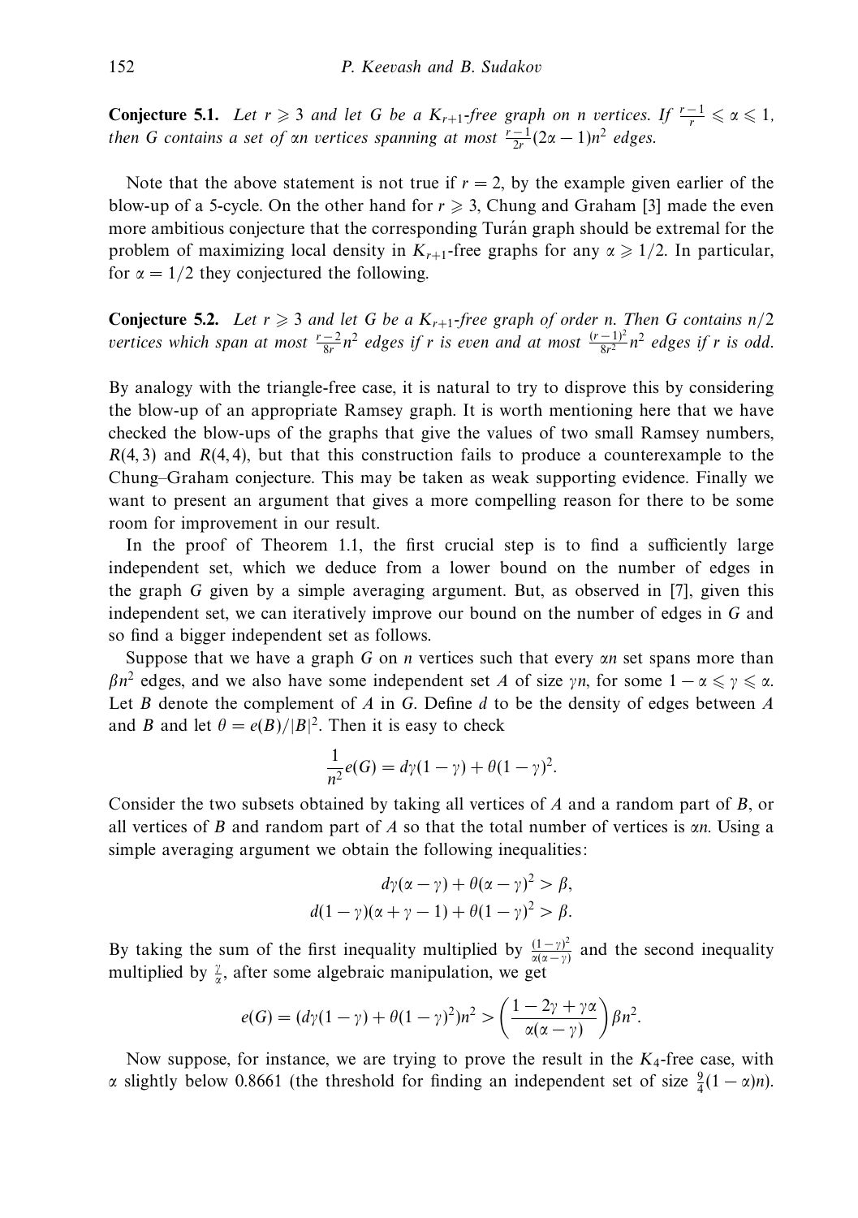**Conjecture 5.1.** *Let $r \geqslant 3$ and let $G$ be a $K_{r+1}$-free graph on $n$ vertices. If $\frac{r-1}{r} \leqslant \alpha \leqslant 1$, then $G$ contains a set of $\alpha n$ vertices spanning at most $\frac{r-1}{2r}(2\alpha - 1)n^2$ edges.*

Note that the above statement is not true if $r = 2$, by the example given earlier of the blow-up of a 5-cycle. On the other hand for $r \geqslant 3$, Chung and Graham [3] made the even more ambitious conjecture that the corresponding Turán graph should be extremal for the problem of maximizing local density in $K_{r+1}$-free graphs for any $\alpha \geqslant 1/2$. In particular, for $\alpha = 1/2$ they conjectured the following.

**Conjecture 5.2.** *Let $r \geqslant 3$ and let $G$ be a $K_{r+1}$-free graph of order $n$. Then $G$ contains $n/2$ vertices which span at most $\frac{r-2}{8r}n^2$ edges if $r$ is even and at most $\frac{(r-1)^2}{8r^2}n^2$ edges if $r$ is odd.*

By analogy with the triangle-free case, it is natural to try to disprove this by considering the blow-up of an appropriate Ramsey graph. It is worth mentioning here that we have checked the blow-ups of the graphs that give the values of two small Ramsey numbers, $R(4,3)$ and $R(4,4)$, but that this construction fails to produce a counterexample to the Chung–Graham conjecture. This may be taken as weak supporting evidence. Finally we want to present an argument that gives a more compelling reason for there to be some room for improvement in our result.

In the proof of Theorem 1.1, the first crucial step is to find a sufficiently large independent set, which we deduce from a lower bound on the number of edges in the graph $G$ given by a simple averaging argument. But, as observed in [7], given this independent set, we can iteratively improve our bound on the number of edges in $G$ and so find a bigger independent set as follows.

Suppose that we have a graph $G$ on $n$ vertices such that every $\alpha n$ set spans more than $\beta n^2$ edges, and we also have some independent set $A$ of size $\gamma n$, for some $1 - \alpha \leqslant \gamma \leqslant \alpha$. Let $B$ denote the complement of $A$ in $G$. Define $d$ to be the density of edges between $A$ and $B$ and let $\theta = e(B)/|B|^2$. Then it is easy to check

$$\frac{1}{n^2}e(G) = d\gamma(1-\gamma) + \theta(1-\gamma)^2.$$

Consider the two subsets obtained by taking all vertices of $A$ and a random part of $B$, or all vertices of $B$ and random part of $A$ so that the total number of vertices is $\alpha n$. Using a simple averaging argument we obtain the following inequalities:

$$d\gamma(\alpha-\gamma) + \theta(\alpha-\gamma)^2 > \beta,$$
$$d(1-\gamma)(\alpha+\gamma-1) + \theta(1-\gamma)^2 > \beta.$$

By taking the sum of the first inequality multiplied by $\frac{(1-\gamma)^2}{\alpha(\alpha-\gamma)}$ and the second inequality multiplied by $\frac{\gamma}{\alpha}$, after some algebraic manipulation, we get

$$e(G) = (d\gamma(1-\gamma) + \theta(1-\gamma)^2)n^2 > \left(\frac{1-2\gamma+\gamma\alpha}{\alpha(\alpha-\gamma)}\right)\beta n^2.$$

Now suppose, for instance, we are trying to prove the result in the $K_4$-free case, with $\alpha$ slightly below 0.8661 (the threshold for finding an independent set of size $\frac{9}{4}(1-\alpha)n$).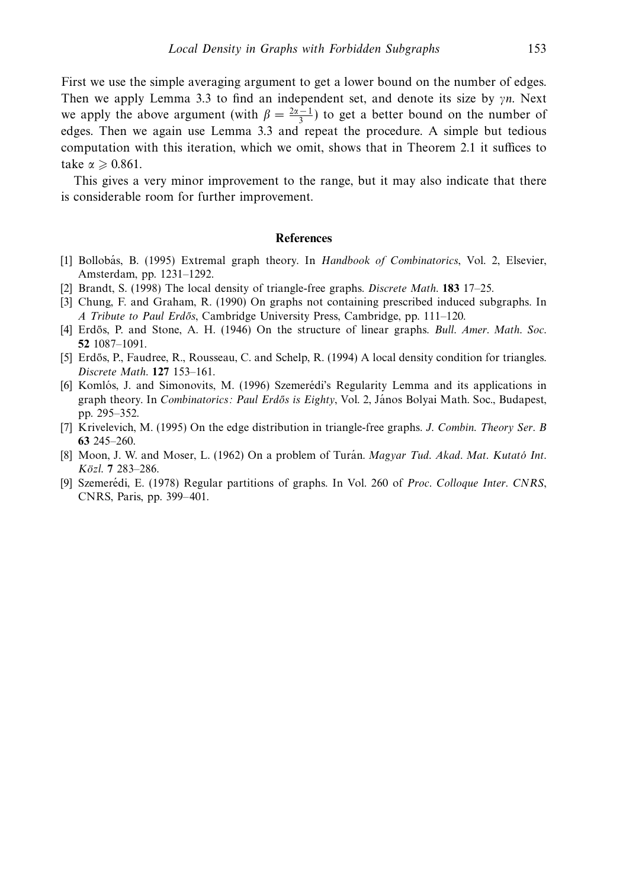First we use the simple averaging argument to get a lower bound on the number of edges. Then we apply Lemma 3.3 to find an independent set, and denote its size by $\gamma n$. Next we apply the above argument (with $\beta = \frac{2\alpha - 1}{3}$) to get a better bound on the number of edges. Then we again use Lemma 3.3 and repeat the procedure. A simple but tedious computation with this iteration, which we omit, shows that in Theorem 2.1 it suffices to take $\alpha \geqslant 0.861$.

This gives a very minor improvement to the range, but it may also indicate that there is considerable room for further improvement.

## References

[1] Bollobás, B. (1995) Extremal graph theory. In *Handbook of Combinatorics*, Vol. 2, Elsevier, Amsterdam, pp. 1231–1292.

[2] Brandt, S. (1998) The local density of triangle-free graphs. *Discrete Math.* **183** 17–25.

[3] Chung, F. and Graham, R. (1990) On graphs not containing prescribed induced subgraphs. In *A Tribute to Paul Erdős*, Cambridge University Press, Cambridge, pp. 111–120.

[4] Erdős, P. and Stone, A. H. (1946) On the structure of linear graphs. *Bull. Amer. Math. Soc.* **52** 1087–1091.

[5] Erdős, P., Faudree, R., Rousseau, C. and Schelp, R. (1994) A local density condition for triangles. *Discrete Math.* **127** 153–161.

[6] Komlós, J. and Simonovits, M. (1996) Szemerédi's Regularity Lemma and its applications in graph theory. In *Combinatorics: Paul Erdős is Eighty*, Vol. 2, János Bolyai Math. Soc., Budapest, pp. 295–352.

[7] Krivelevich, M. (1995) On the edge distribution in triangle-free graphs. *J. Combin. Theory Ser. B* **63** 245–260.

[8] Moon, J. W. and Moser, L. (1962) On a problem of Turán. *Magyar Tud. Akad. Mat. Kutató Int. Közl.* **7** 283–286.

[9] Szemerédi, E. (1978) Regular partitions of graphs. In Vol. 260 of *Proc. Colloque Inter. CNRS*, CNRS, Paris, pp. 399–401.